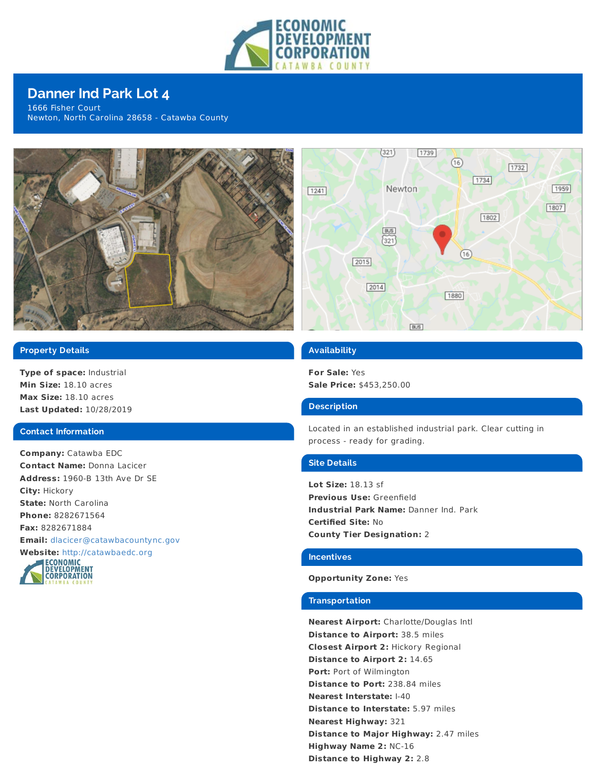# Danner Ind Park Lot 4

1666 Fisher Court
Newton, North Carolina 28658 - Catawba County

## Property Details

**Type of space:** Industrial
**Min Size:** 18.10 acres
**Max Size:** 18.10 acres
**Last Updated:** 10/28/2019

## Contact Information

**Company:** Catawba EDC
**Contact Name:** Donna Lacicer
**Address:** 1960-B 13th Ave Dr SE
**City:** Hickory
**State:** North Carolina
**Phone:** 8282671564
**Fax:** 8282671884
**Email:** dlacicer@catawbacountync.gov
**Website:** http://catawbaedc.org

## Availability

**For Sale:** Yes
**Sale Price:** $453,250.00

## Description

Located in an established industrial park. Clear cutting in process - ready for grading.

## Site Details

**Lot Size:** 18.13 sf
**Previous Use:** Greenfield
**Industrial Park Name:** Danner Ind. Park
**Certified Site:** No
**County Tier Designation:** 2

## Incentives

**Opportunity Zone:** Yes

## Transportation

**Nearest Airport:** Charlotte/Douglas Intl
**Distance to Airport:** 38.5 miles
**Closest Airport 2:** Hickory Regional
**Distance to Airport 2:** 14.65
**Port:** Port of Wilmington
**Distance to Port:** 238.84 miles
**Nearest Interstate:** I-40
**Distance to Interstate:** 5.97 miles
**Nearest Highway:** 321
**Distance to Major Highway:** 2.47 miles
**Highway Name 2:** NC-16
**Distance to Highway 2:** 2.8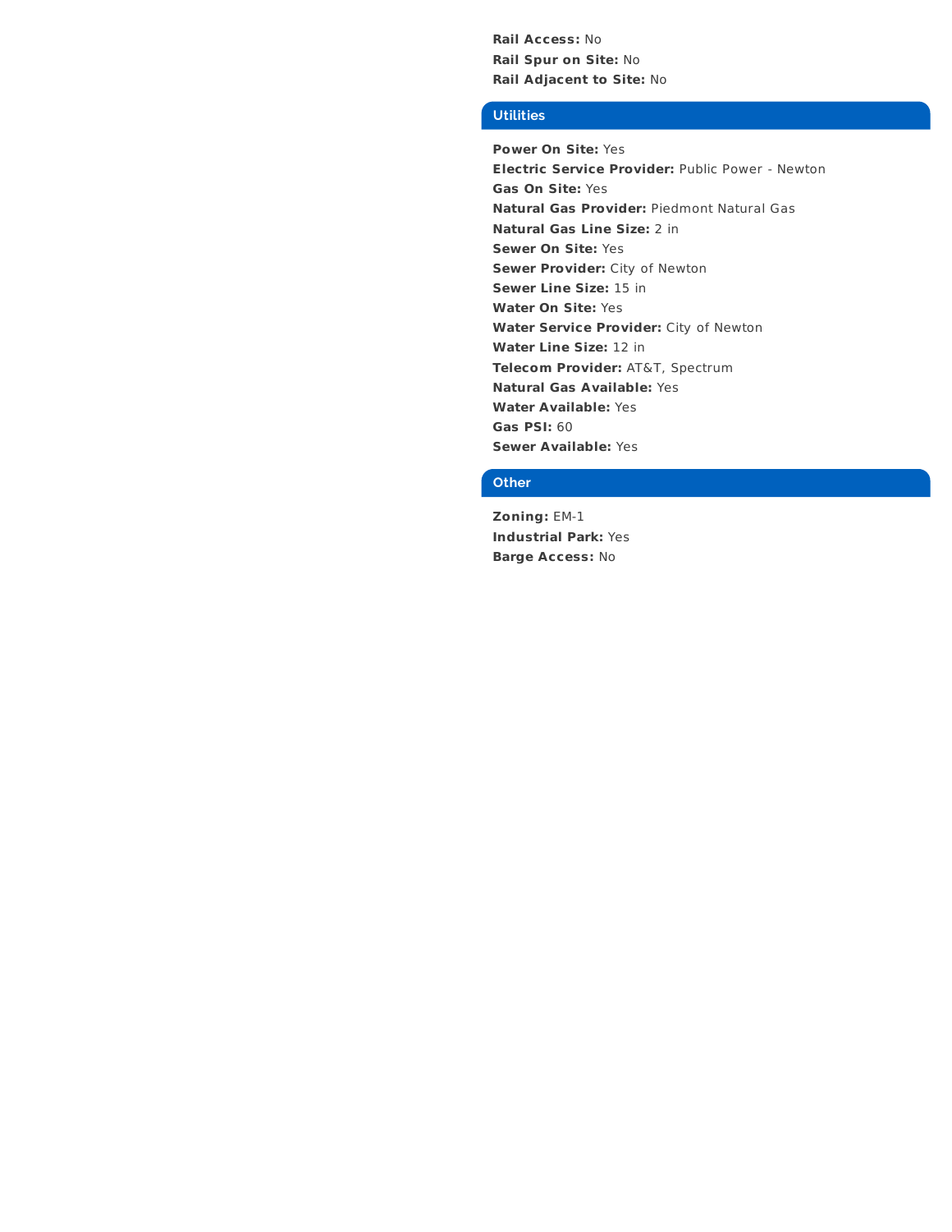**Rail Access:** No
**Rail Spur on Site:** No
**Rail Adjacent to Site:** No

## Utilities

**Power On Site:** Yes
**Electric Service Provider:** Public Power - Newton
**Gas On Site:** Yes
**Natural Gas Provider:** Piedmont Natural Gas
**Natural Gas Line Size:** 2 in
**Sewer On Site:** Yes
**Sewer Provider:** City of Newton
**Sewer Line Size:** 15 in
**Water On Site:** Yes
**Water Service Provider:** City of Newton
**Water Line Size:** 12 in
**Telecom Provider:** AT&T, Spectrum
**Natural Gas Available:** Yes
**Water Available:** Yes
**Gas PSI:** 60
**Sewer Available:** Yes

## Other

**Zoning:** EM-1
**Industrial Park:** Yes
**Barge Access:** No